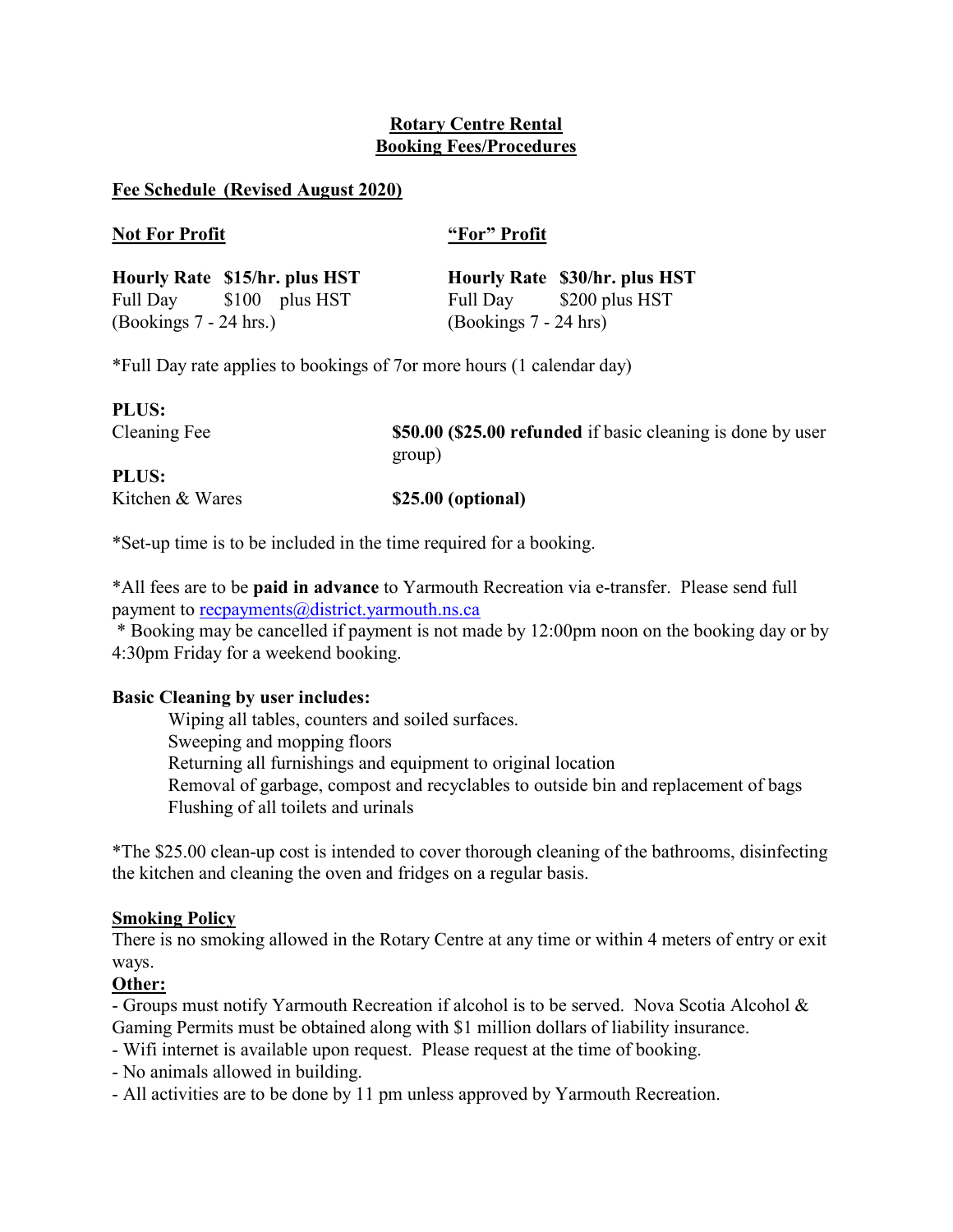# Rotary Centre Rental
## Booking Fees/Procedures

### Fee Schedule (Revised August 2020)

| Not For Profit | | "For" Profit | |
|---|---|---|---|
| **Hourly Rate** | **$15/hr. plus HST** | **Hourly Rate** | **$30/hr. plus HST** |
| Full Day | $100 plus HST | Full Day | $200 plus HST |
| (Bookings 7 - 24 hrs.) | | (Bookings 7 - 24 hrs) | |

*Full Day rate applies to bookings of 7or more hours (1 calendar day)

**PLUS:**
Cleaning Fee — **$50.00 ($25.00 refunded** if basic cleaning is done by user group)

**PLUS:**
Kitchen & Wares — **$25.00 (optional)**

*Set-up time is to be included in the time required for a booking.

*All fees are to be **paid in advance** to Yarmouth Recreation via e-transfer. Please send full payment to recpayments@district.yarmouth.ns.ca

* Booking may be cancelled if payment is not made by 12:00pm noon on the booking day or by 4:30pm Friday for a weekend booking.

**Basic Cleaning by user includes:**

- Wiping all tables, counters and soiled surfaces.
- Sweeping and mopping floors
- Returning all furnishings and equipment to original location
- Removal of garbage, compost and recyclables to outside bin and replacement of bags
- Flushing of all toilets and urinals

*The $25.00 clean-up cost is intended to cover thorough cleaning of the bathrooms, disinfecting the kitchen and cleaning the oven and fridges on a regular basis.

**Smoking Policy**

There is no smoking allowed in the Rotary Centre at any time or within 4 meters of entry or exit ways.

**Other:**

- Groups must notify Yarmouth Recreation if alcohol is to be served. Nova Scotia Alcohol & Gaming Permits must be obtained along with $1 million dollars of liability insurance.
- Wifi internet is available upon request. Please request at the time of booking.
- No animals allowed in building.
- All activities are to be done by 11 pm unless approved by Yarmouth Recreation.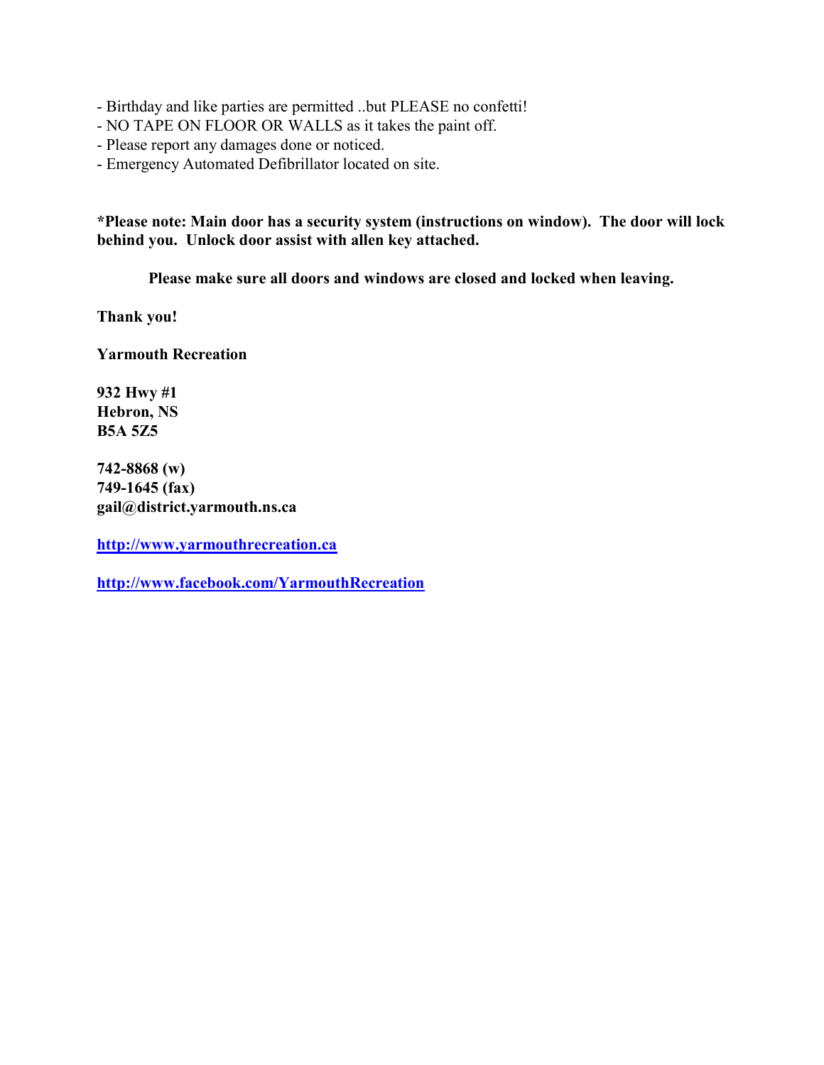- Birthday and like parties are permitted ..but PLEASE no confetti!
- NO TAPE ON FLOOR OR WALLS as it takes the paint off.
- Please report any damages done or noticed.
- Emergency Automated Defibrillator located on site.

**\*Please note: Main door has a security system (instructions on window). The door will lock behind you. Unlock door assist with allen key attached.**

**Please make sure all doors and windows are closed and locked when leaving.**

**Thank you!**

**Yarmouth Recreation**

**932 Hwy #1**
**Hebron, NS**
**B5A 5Z5**

**742-8868 (w)**
**749-1645 (fax)**
**gail@district.yarmouth.ns.ca**

**[http://www.yarmouthrecreation.ca](http://www.yarmouthrecreation.ca)**

**[http://www.facebook.com/YarmouthRecreation](http://www.facebook.com/YarmouthRecreation)**